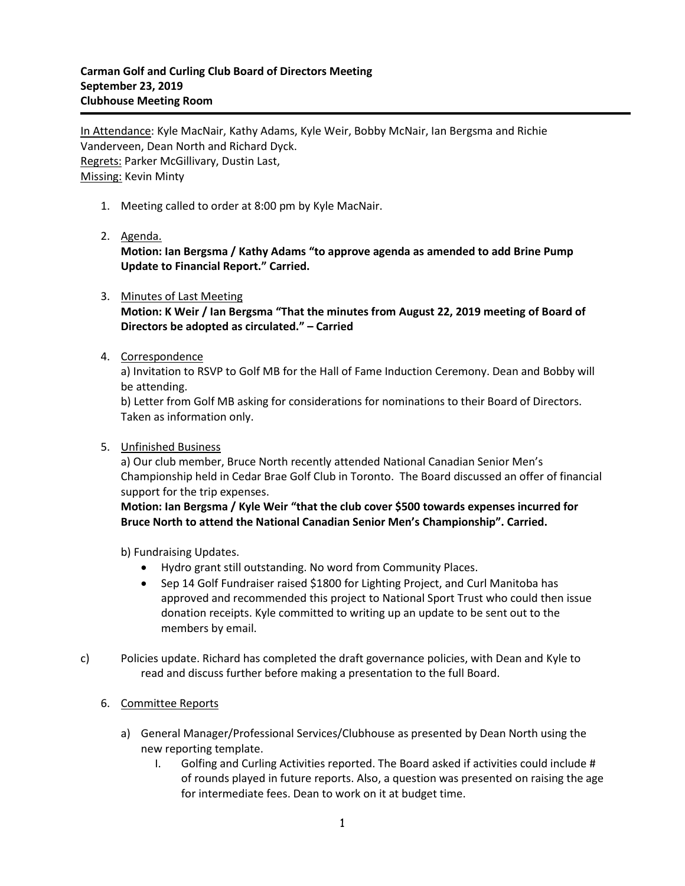**Carman Golf and Curling Club Board of Directors Meeting**
**September 23, 2019**
**Clubhouse Meeting Room**

---

<u>In Attendance</u>: Kyle MacNair, Kathy Adams, Kyle Weir, Bobby McNair, Ian Bergsma and Richie Vanderveen, Dean North and Richard Dyck.
<u>Regrets:</u> Parker McGillivary, Dustin Last,
<u>Missing:</u> Kevin Minty

1. Meeting called to order at 8:00 pm by Kyle MacNair.

2. <u>Agenda.</u>
   **Motion: Ian Bergsma / Kathy Adams "to approve agenda as amended to add Brine Pump Update to Financial Report." Carried.**

3. <u>Minutes of Last Meeting</u>
   **Motion: K Weir / Ian Bergsma "That the minutes from August 22, 2019 meeting of Board of Directors be adopted as circulated." – Carried**

4. <u>Correspondence</u>
   a) Invitation to RSVP to Golf MB for the Hall of Fame Induction Ceremony. Dean and Bobby will be attending.
   b) Letter from Golf MB asking for considerations for nominations to their Board of Directors. Taken as information only.

5. <u>Unfinished Business</u>
   a) Our club member, Bruce North recently attended National Canadian Senior Men's Championship held in Cedar Brae Golf Club in Toronto. The Board discussed an offer of financial support for the trip expenses.
   **Motion: Ian Bergsma / Kyle Weir "that the club cover $500 towards expenses incurred for Bruce North to attend the National Canadian Senior Men's Championship". Carried.**

   b) Fundraising Updates.
   - Hydro grant still outstanding. No word from Community Places.
   - Sep 14 Golf Fundraiser raised $1800 for Lighting Project, and Curl Manitoba has approved and recommended this project to National Sport Trust who could then issue donation receipts. Kyle committed to writing up an update to be sent out to the members by email.

c) Policies update. Richard has completed the draft governance policies, with Dean and Kyle to read and discuss further before making a presentation to the full Board.

6. <u>Committee Reports</u>

   a) General Manager/Professional Services/Clubhouse as presented by Dean North using the new reporting template.
      I. Golfing and Curling Activities reported. The Board asked if activities could include # of rounds played in future reports. Also, a question was presented on raising the age for intermediate fees. Dean to work on it at budget time.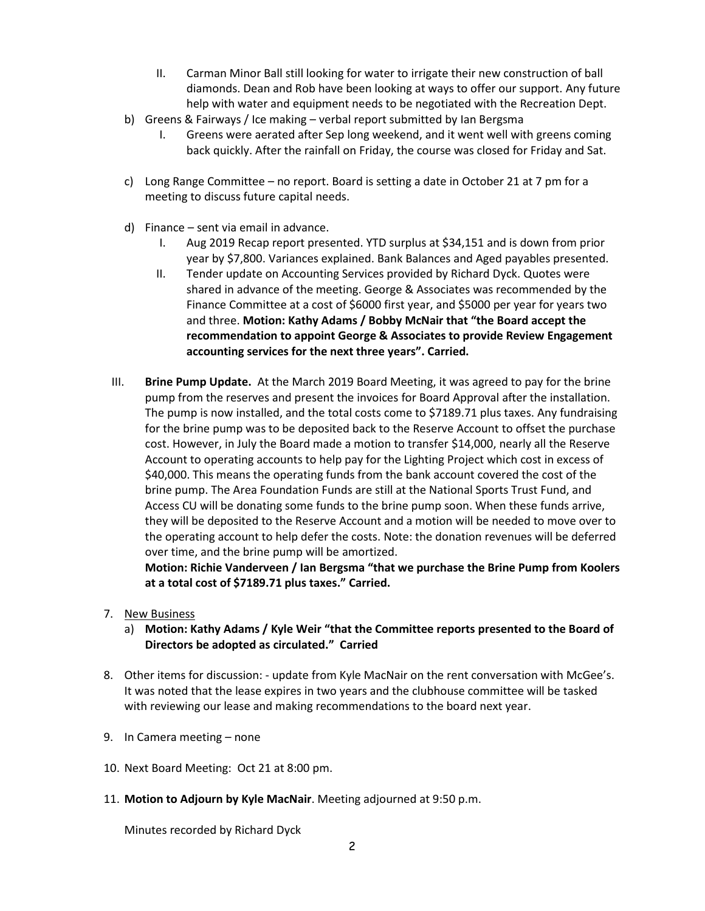II. Carman Minor Ball still looking for water to irrigate their new construction of ball diamonds. Dean and Rob have been looking at ways to offer our support. Any future help with water and equipment needs to be negotiated with the Recreation Dept.

b) Greens & Fairways / Ice making – verbal report submitted by Ian Bergsma

    I. Greens were aerated after Sep long weekend, and it went well with greens coming back quickly. After the rainfall on Friday, the course was closed for Friday and Sat.

c) Long Range Committee – no report. Board is setting a date in October 21 at 7 pm for a meeting to discuss future capital needs.

d) Finance – sent via email in advance.

    I. Aug 2019 Recap report presented. YTD surplus at $34,151 and is down from prior year by $7,800. Variances explained. Bank Balances and Aged payables presented.

    II. Tender update on Accounting Services provided by Richard Dyck. Quotes were shared in advance of the meeting. George & Associates was recommended by the Finance Committee at a cost of $6000 first year, and $5000 per year for years two and three. **Motion: Kathy Adams / Bobby McNair that "the Board accept the recommendation to appoint George & Associates to provide Review Engagement accounting services for the next three years". Carried.**

III. **Brine Pump Update.** At the March 2019 Board Meeting, it was agreed to pay for the brine pump from the reserves and present the invoices for Board Approval after the installation. The pump is now installed, and the total costs come to $7189.71 plus taxes. Any fundraising for the brine pump was to be deposited back to the Reserve Account to offset the purchase cost. However, in July the Board made a motion to transfer $14,000, nearly all the Reserve Account to operating accounts to help pay for the Lighting Project which cost in excess of $40,000. This means the operating funds from the bank account covered the cost of the brine pump. The Area Foundation Funds are still at the National Sports Trust Fund, and Access CU will be donating some funds to the brine pump soon. When these funds arrive, they will be deposited to the Reserve Account and a motion will be needed to move over to the operating account to help defer the costs. Note: the donation revenues will be deferred over time, and the brine pump will be amortized.

**Motion: Richie Vanderveen / Ian Bergsma "that we purchase the Brine Pump from Koolers at a total cost of $7189.71 plus taxes." Carried.**

7. <u>New Business</u>

    a) **Motion: Kathy Adams / Kyle Weir "that the Committee reports presented to the Board of Directors be adopted as circulated." Carried**

8. Other items for discussion: - update from Kyle MacNair on the rent conversation with McGee's. It was noted that the lease expires in two years and the clubhouse committee will be tasked with reviewing our lease and making recommendations to the board next year.

9. In Camera meeting – none

10. Next Board Meeting: Oct 21 at 8:00 pm.

11. **Motion to Adjourn by Kyle MacNair**. Meeting adjourned at 9:50 p.m.

Minutes recorded by Richard Dyck